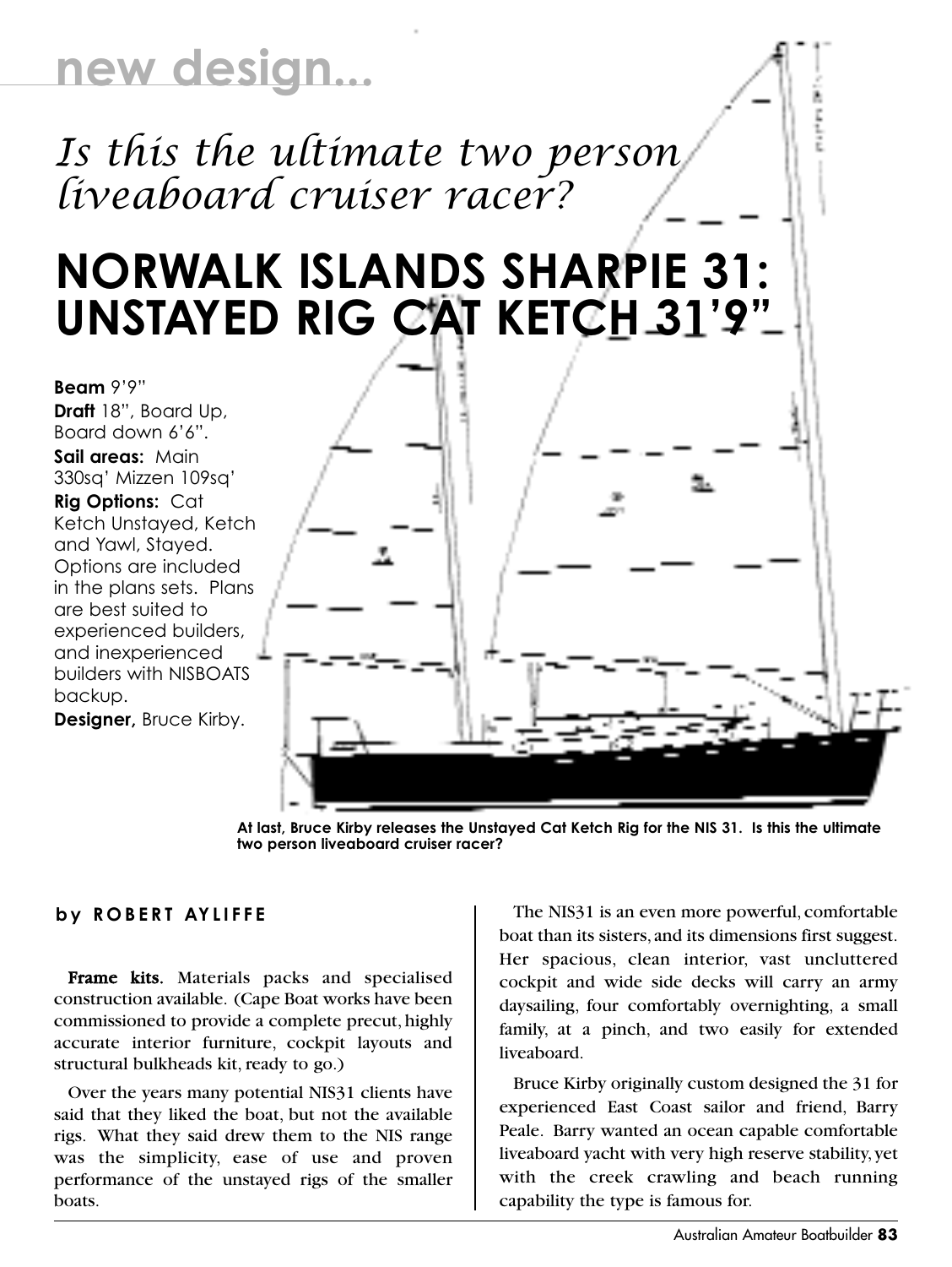## new design...

*Is this the ultimate two person liveaboard cruiser racer?*

# NORWALK ISLANDS SHARPIE 31: UNSTAYED RIG CAT KETCH 31'9"

**Beam** 9'9"
**Draft** 18", Board Up, Board down 6'6".
**Sail areas:** Main 330sq' Mizzen 109sq'
**Rig Options:** Cat Ketch Unstayed, Ketch and Yawl, Stayed. Options are included in the plans sets. Plans are best suited to experienced builders, and inexperienced builders with NISBOATS backup.
**Designer,** Bruce Kirby.

**At last, Bruce Kirby releases the Unstayed Cat Ketch Rig for the NIS 31. Is this the ultimate two person liveaboard cruiser racer?**

**by ROBERT AYLIFFE**

**Frame kits.** Materials packs and specialised construction available. (Cape Boat works have been commissioned to provide a complete precut, highly accurate interior furniture, cockpit layouts and structural bulkheads kit, ready to go.)

Over the years many potential NIS31 clients have said that they liked the boat, but not the available rigs. What they said drew them to the NIS range was the simplicity, ease of use and proven performance of the unstayed rigs of the smaller boats.

The NIS31 is an even more powerful, comfortable boat than its sisters, and its dimensions first suggest. Her spacious, clean interior, vast uncluttered cockpit and wide side decks will carry an army daysailing, four comfortably overnighting, a small family, at a pinch, and two easily for extended liveaboard.

Bruce Kirby originally custom designed the 31 for experienced East Coast sailor and friend, Barry Peale. Barry wanted an ocean capable comfortable liveaboard yacht with very high reserve stability, yet with the creek crawling and beach running capability the type is famous for.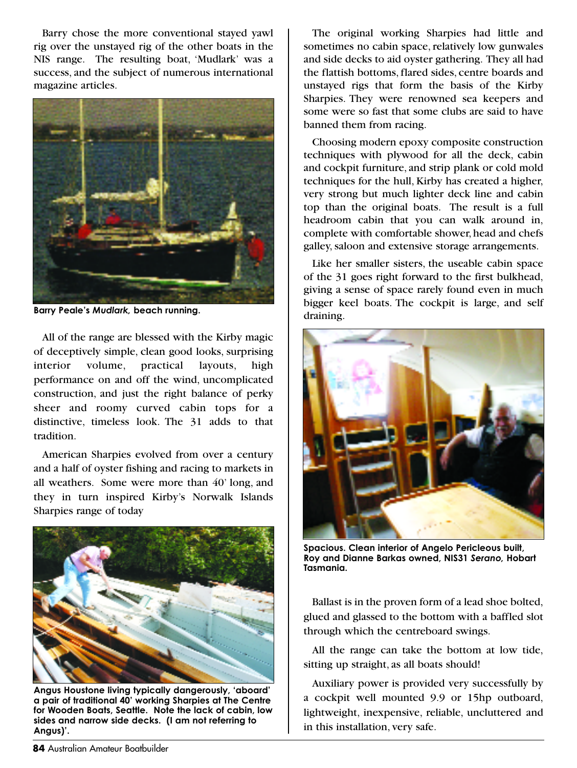Barry chose the more conventional stayed yawl rig over the unstayed rig of the other boats in the NIS range. The resulting boat, 'Mudlark' was a success, and the subject of numerous international magazine articles.

**Barry Peale's *Mudlark*, beach running.**

All of the range are blessed with the Kirby magic of deceptively simple, clean good looks, surprising interior volume, practical layouts, high performance on and off the wind, uncomplicated construction, and just the right balance of perky sheer and roomy curved cabin tops for a distinctive, timeless look. The 31 adds to that tradition.

American Sharpies evolved from over a century and a half of oyster fishing and racing to markets in all weathers. Some were more than 40' long, and they in turn inspired Kirby's Norwalk Islands Sharpies range of today

**Angus Houstone living typically dangerously, 'aboard' a pair of traditional 40' working Sharpies at The Centre for Wooden Boats, Seattle. Note the lack of cabin, low sides and narrow side decks. (I am not referring to Angus)'.**

The original working Sharpies had little and sometimes no cabin space, relatively low gunwales and side decks to aid oyster gathering. They all had the flattish bottoms, flared sides, centre boards and unstayed rigs that form the basis of the Kirby Sharpies. They were renowned sea keepers and some were so fast that some clubs are said to have banned them from racing.

Choosing modern epoxy composite construction techniques with plywood for all the deck, cabin and cockpit furniture, and strip plank or cold mold techniques for the hull, Kirby has created a higher, very strong but much lighter deck line and cabin top than the original boats. The result is a full headroom cabin that you can walk around in, complete with comfortable shower, head and chefs galley, saloon and extensive storage arrangements.

Like her smaller sisters, the useable cabin space of the 31 goes right forward to the first bulkhead, giving a sense of space rarely found even in much bigger keel boats. The cockpit is large, and self draining.

**Spacious. Clean interior of Angelo Pericleous built, Roy and Dianne Barkas owned, NIS31 *Serano*, Hobart Tasmania.**

Ballast is in the proven form of a lead shoe bolted, glued and glassed to the bottom with a baffled slot through which the centreboard swings.

All the range can take the bottom at low tide, sitting up straight, as all boats should!

Auxiliary power is provided very successfully by a cockpit well mounted 9.9 or 15hp outboard, lightweight, inexpensive, reliable, uncluttered and in this installation, very safe.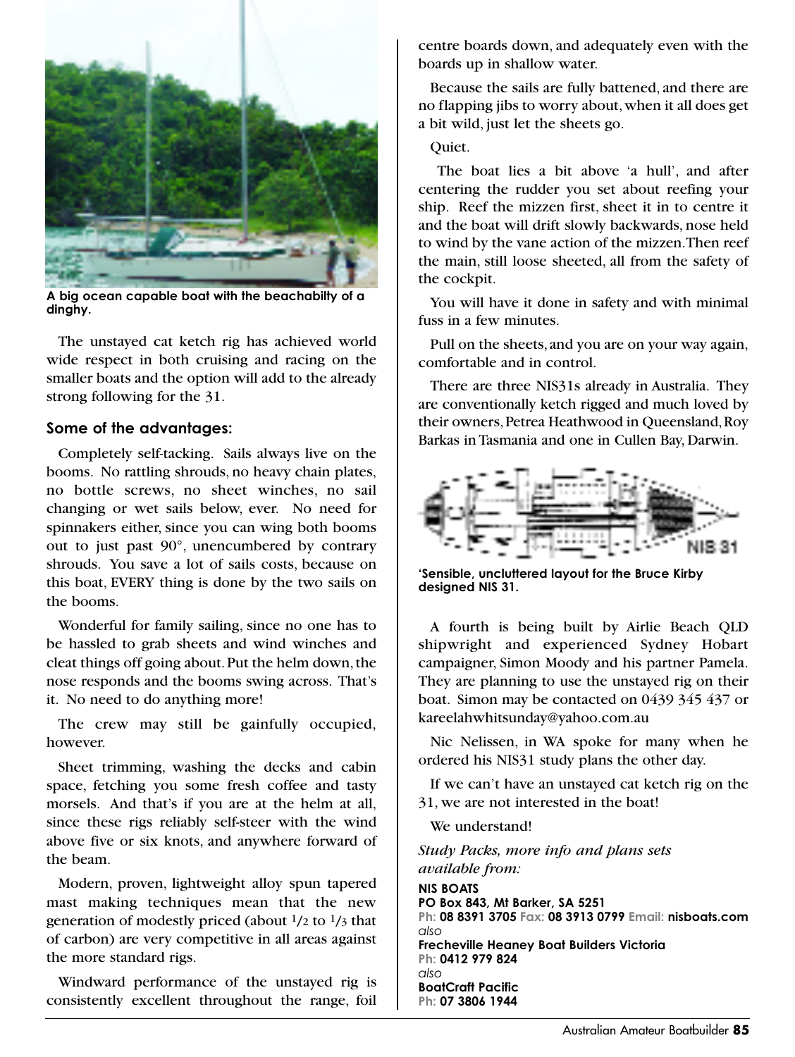A big ocean capable boat with the beachabilty of a dinghy.

The unstayed cat ketch rig has achieved world wide respect in both cruising and racing on the smaller boats and the option will add to the already strong following for the 31.

### Some of the advantages:

Completely self-tacking. Sails always live on the booms. No rattling shrouds, no heavy chain plates, no bottle screws, no sheet winches, no sail changing or wet sails below, ever. No need for spinnakers either, since you can wing both booms out to just past 90°, unencumbered by contrary shrouds. You save a lot of sails costs, because on this boat, EVERY thing is done by the two sails on the booms.

Wonderful for family sailing, since no one has to be hassled to grab sheets and wind winches and cleat things off going about. Put the helm down, the nose responds and the booms swing across. That's it. No need to do anything more!

The crew may still be gainfully occupied, however.

Sheet trimming, washing the decks and cabin space, fetching you some fresh coffee and tasty morsels. And that's if you are at the helm at all, since these rigs reliably self-steer with the wind above five or six knots, and anywhere forward of the beam.

Modern, proven, lightweight alloy spun tapered mast making techniques mean that the new generation of modestly priced (about 1/2 to 1/3 that of carbon) are very competitive in all areas against the more standard rigs.

Windward performance of the unstayed rig is consistently excellent throughout the range, foil centre boards down, and adequately even with the boards up in shallow water.

Because the sails are fully battened, and there are no flapping jibs to worry about, when it all does get a bit wild, just let the sheets go.

Quiet.

The boat lies a bit above 'a hull', and after centering the rudder you set about reefing your ship. Reef the mizzen first, sheet it in to centre it and the boat will drift slowly backwards, nose held to wind by the vane action of the mizzen. Then reef the main, still loose sheeted, all from the safety of the cockpit.

You will have it done in safety and with minimal fuss in a few minutes.

Pull on the sheets, and you are on your way again, comfortable and in control.

There are three NIS31s already in Australia. They are conventionally ketch rigged and much loved by their owners, Petrea Heathwood in Queensland, Roy Barkas in Tasmania and one in Cullen Bay, Darwin.

NIS 31

'Sensible, uncluttered layout for the Bruce Kirby designed NIS 31.

A fourth is being built by Airlie Beach QLD shipwright and experienced Sydney Hobart campaigner, Simon Moody and his partner Pamela. They are planning to use the unstayed rig on their boat. Simon may be contacted on 0439 345 437 or kareelahwhitsunday@yahoo.com.au

Nic Nelissen, in WA spoke for many when he ordered his NIS31 study plans the other day.

If we can't have an unstayed cat ketch rig on the 31, we are not interested in the boat!

We understand!

*Study Packs, more info and plans sets available from:*

**NIS BOATS**
**PO Box 843, Mt Barker, SA 5251**
Ph: **08 8391 3705** Fax: **08 3913 0799** Email: **nisboats.com**
*also*
**Frecheville Heaney Boat Builders Victoria**
Ph: **0412 979 824**
*also*
**BoatCraft Pacific**
Ph: **07 3806 1944**